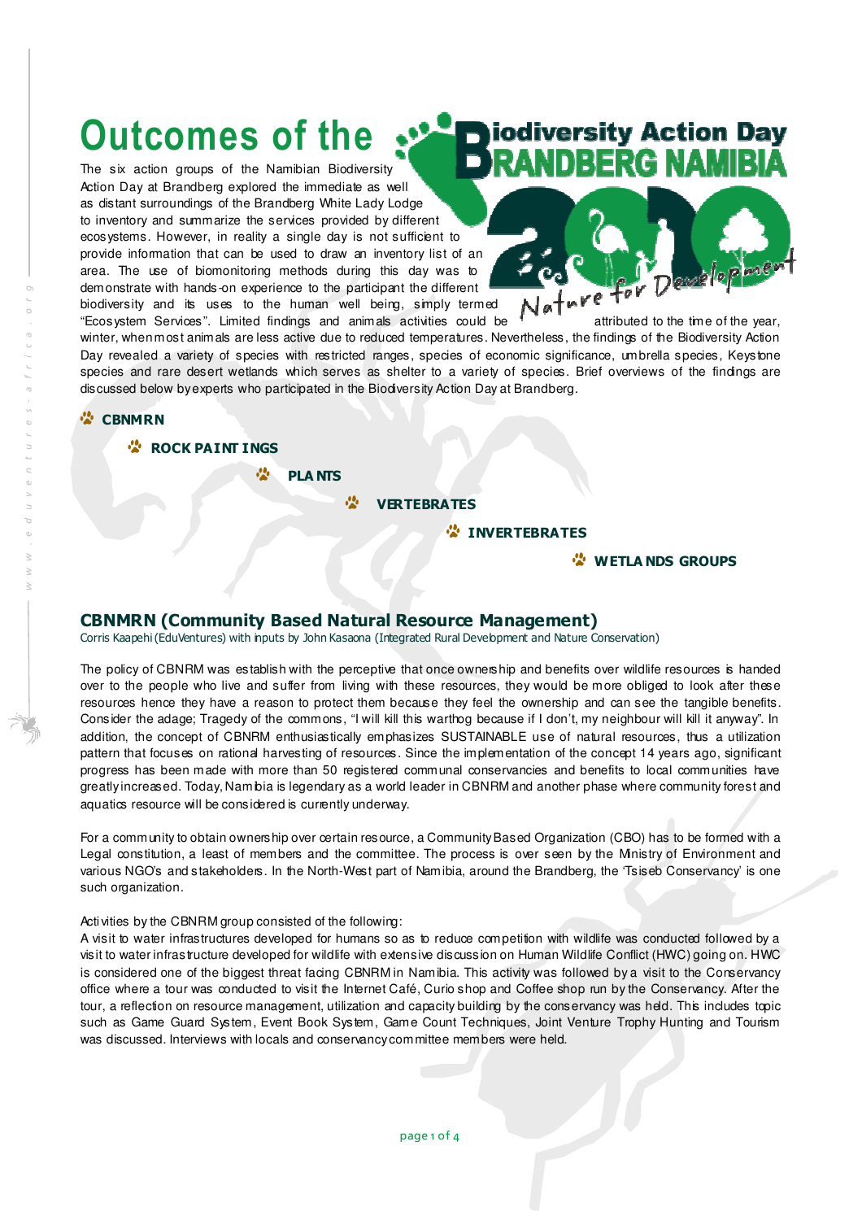# Outcomes of the Biodiversity Action Day BRANDBERG NAMIBIA 2010

The six action groups of the Namibian Biodiversity Action Day at Brandberg explored the immediate as well as distant surroundings of the Brandberg White Lady Lodge to inventory and summarize the services provided by different ecosystems. However, in reality a single day is not sufficient to provide information that can be used to draw an inventory list of an area. The use of biomonitoring methods during this day was to demonstrate with hands-on experience to the participant the different biodiversity and its uses to the human well being, simply termed "Ecosystem Services". Limited findings and animals activities could be attributed to the time of the year, winter, when most animals are less active due to reduced temperatures. Nevertheless, the findings of the Biodiversity Action Day revealed a variety of species with restricted ranges, species of economic significance, umbrella species, Keystone species and rare desert wetlands which serves as shelter to a variety of species. Brief overviews of the findings are discussed below by experts who participated in the Biodiversity Action Day at Brandberg.

- **CBNMRN**
- **ROCK PAINTINGS**
- **PLANTS**
- **VERTEBRATES**
- **INVERTEBRATES**
- **WETLANDS GROUPS**

## CBNMRN (Community Based Natural Resource Management)

Corris Kaapehi (EduVentures) with inputs by John Kasaona (Integrated Rural Development and Nature Conservation)

The policy of CBNRM was establish with the perceptive that once ownership and benefits over wildlife resources is handed over to the people who live and suffer from living with these resources, they would be more obliged to look after these resources hence they have a reason to protect them because they feel the ownership and can see the tangible benefits. Consider the adage; Tragedy of the commons, "I will kill this warthog because if I don't, my neighbour will kill it anyway". In addition, the concept of CBNRM enthusiastically emphasizes SUSTAINABLE use of natural resources, thus a utilization pattern that focuses on rational harvesting of resources. Since the implementation of the concept 14 years ago, significant progress has been made with more than 50 registered communal conservancies and benefits to local communities have greatly increased. Today, Namibia is legendary as a world leader in CBNRM and another phase where community forest and aquatics resource will be considered is currently underway.

For a community to obtain ownership over certain resource, a Community Based Organization (CBO) has to be formed with a Legal constitution, a least of members and the committee. The process is over seen by the Ministry of Environment and various NGO's and stakeholders. In the North-West part of Namibia, around the Brandberg, the 'Tsiseb Conservancy' is one such organization.

Activities by the CBNRM group consisted of the following:
A visit to water infrastructures developed for humans so as to reduce competition with wildlife was conducted followed by a visit to water infrastructure developed for wildlife with extensive discussion on Human Wildlife Conflict (HWC) going on. HWC is considered one of the biggest threat facing CBNRM in Namibia. This activity was followed by a visit to the Conservancy office where a tour was conducted to visit the Internet Café, Curio shop and Coffee shop run by the Conservancy. After the tour, a reflection on resource management, utilization and capacity building by the conservancy was held. This includes topic such as Game Guard System, Event Book System, Game Count Techniques, Joint Venture Trophy Hunting and Tourism was discussed. Interviews with locals and conservancy committee members were held.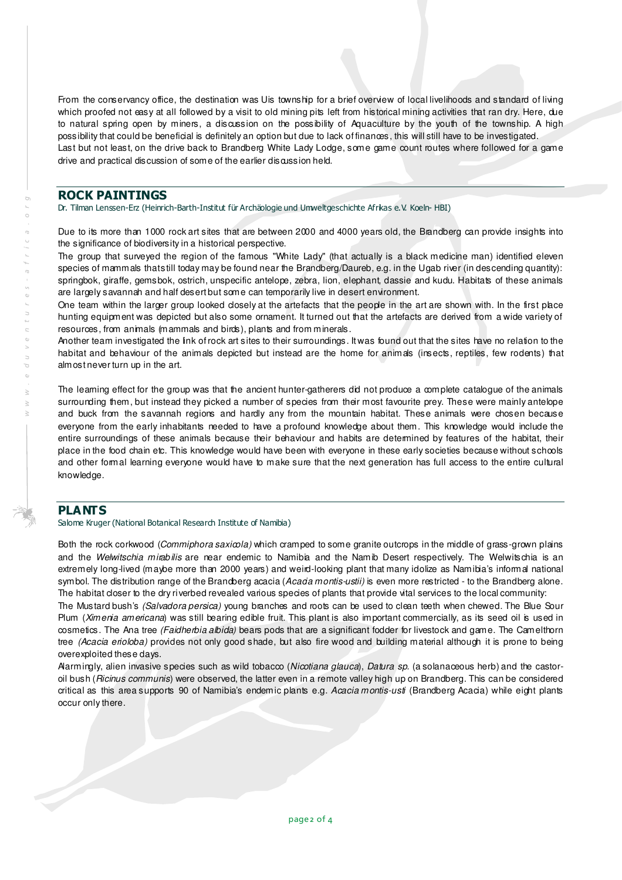From the conservancy office, the destination was Uis township for a brief overview of local livelihoods and standard of living which proofed not easy at all followed by a visit to old mining pits left from historical mining activities that ran dry. Here, due to natural spring open by miners, a discussion on the possibility of Aquaculture by the youth of the township. A high possibility that could be beneficial is definitely an option but due to lack of finances, this will still have to be investigated.
Last but not least, on the drive back to Brandberg White Lady Lodge, some game count routes where followed for a game drive and practical discussion of some of the earlier discussion held.

## ROCK PAINTINGS

Dr. Tilman Lenssen-Erz (Heinrich-Barth-Institut für Archäologie und Umweltgeschichte Afrikas e.V. Koeln- HBI)

Due to its more than 1000 rock art sites that are between 2000 and 4000 years old, the Brandberg can provide insights into the significance of biodiversity in a historical perspective.
The group that surveyed the region of the famous "White Lady" (that actually is a black medicine man) identified eleven species of mammals thatstill today may be found near the Brandberg/Daureb, e.g. in the Ugab river (in descending quantity): springbok, giraffe, gemsbok, ostrich, unspecific antelope, zebra, lion, elephant, dassie and kudu. Habitats of these animals are largely savannah and half desert but some can temporarily live in desert environment.
One team within the larger group looked closely at the artefacts that the people in the art are shown with. In the first place hunting equipment was depicted but also some ornament. It turned out that the artefacts are derived from a wide variety of resources, from animals (mammals and birds), plants and from minerals.
Another team investigated the link of rock art sites to their surroundings. It was found out that the sites have no relation to the habitat and behaviour of the animals depicted but instead are the home for animals (insects, reptiles, few rodents) that almost never turn up in the art.

The learning effect for the group was that the ancient hunter-gatherers did not produce a complete catalogue of the animals surrounding them, but instead they picked a number of species from their most favourite prey. These were mainly antelope and buck from the savannah regions and hardly any from the mountain habitat. These animals were chosen because everyone from the early inhabitants needed to have a profound knowledge about them. This knowledge would include the entire surroundings of these animals because their behaviour and habits are determined by features of the habitat, their place in the food chain etc. This knowledge would have been with everyone in these early societies because without schools and other formal learning everyone would have to make sure that the next generation has full access to the entire cultural knowledge.

## PLANTS

Salome Kruger (National Botanical Research Institute of Namibia)

Both the rock corkwood (*Commiphora saxicola)* which cramped to some granite outcrops in the middle of grass-grown plains and the *Welwitschia mirabilis* are near endemic to Namibia and the Namib Desert respectively. The Welwitschia is an extremely long-lived (maybe more than 2000 years) and weird-looking plant that many idolize as Namibia's informal national symbol. The distribution range of the Brandberg acacia (*Acacia montis-ustii)* is even more restricted - to the Brandberg alone.
The habitat closer to the dry riverbed revealed various species of plants that provide vital services to the local community:
The Mustard bush's *(Salvadora persica)* young branches and roots can be used to clean teeth when chewed. The Blue Sour Plum (*Ximenia americana*) was still bearing edible fruit. This plant is also important commercially, as its seed oil is used in cosmetics. The Ana tree *(Faidherbia albida)* bears pods that are a significant fodder for livestock and game. The Camelthorn tree *(Acacia erioloba)* provides not only good shade, but also fire wood and building material although it is prone to being overexploited these days.
Alarmingly, alien invasive species such as wild tobacco (*Nicotiana glauca*), *Datura sp.* (a solanaceous herb) and the castor-oil bush (*Ricinus communis*) were observed, the latter even in a remote valley high up on Brandberg. This can be considered critical as this area supports 90 of Namibia's endemic plants e.g. *Acacia montis-usti* (Brandberg Acacia) while eight plants occur only there.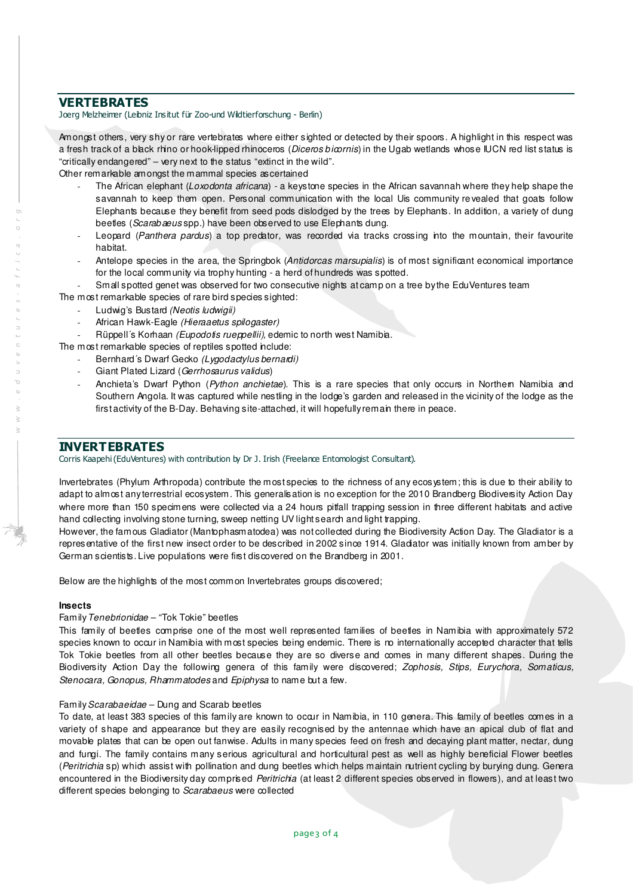## VERTEBRATES

Joerg Melzheimer (Leibniz Insitut für Zoo-und Wildtierforschung - Berlin)

Amongst others, very shy or rare vertebrates where either sighted or detected by their spoors. A highlight in this respect was a fresh track of a black rhino or hook-lipped rhinoceros (*Diceros bicornis*) in the Ugab wetlands whose IUCN red list status is "critically endangered" – very next to the status "extinct in the wild".

Other remarkable amongst the mammal species ascertained

- The African elephant (*Loxodonta africana*) - a keystone species in the African savannah where they help shape the savannah to keep them open. Personal communication with the local Uis community revealed that goats follow Elephants because they benefit from seed pods dislodged by the trees by Elephants. In addition, a variety of dung beetles (*Scarabaeus* spp.) have been observed to use Elephants dung.
- Leopard (*Panthera pardus*) a top predator, was recorded via tracks crossing into the mountain, their favourite habitat.
- Antelope species in the area, the Springbok (*Antidorcas marsupialis*) is of most significant economical importance for the local community via trophy hunting - a herd of hundreds was spotted.
- Small spotted genet was observed for two consecutive nights at camp on a tree by the EduVentures team

The most remarkable species of rare bird species sighted:

- Ludwig's Bustard *(Neotis ludwigii)*
- African Hawk-Eagle *(Hieraaetus spilogaster)*
- Rüppell´s Korhaan *(Eupodotis rueppellii)*, edemic to north west Namibia.

The most remarkable species of reptiles spotted include:

- Bernhard´s Dwarf Gecko *(Lygodactylus bernardi)*
- Giant Plated Lizard (*Gerrhosaurus validus*)
- Anchieta's Dwarf Python (*Python anchietae*). This is a rare species that only occurs in Northern Namibia and Southern Angola. It was captured while nestling in the lodge's garden and released in the vicinity of the lodge as the first activity of the B-Day. Behaving site-attached, it will hopefully remain there in peace.

## INVERTEBRATES

Corris Kaapehi (EduVentures) with contribution by Dr J. Irish (Freelance Entomologist Consultant).

Invertebrates (Phylum Arthropoda) contribute the most species to the richness of any ecosystem; this is due to their ability to adapt to almost any terrestrial ecosystem. This generalisation is no exception for the 2010 Brandberg Biodiversity Action Day where more than 150 specimens were collected via a 24 hours pitfall trapping session in three different habitats and active hand collecting involving stone turning, sweep netting UV light search and light trapping.

However, the famous Gladiator (Mantophasmatodea) was not collected during the Biodiversity Action Day. The Gladiator is a representative of the first new insect order to be described in 2002 since 1914. Gladiator was initially known from amber by German scientists. Live populations were first discovered on the Brandberg in 2001.

Below are the highlights of the most common Invertebrates groups discovered;

**Insects**

Family *Tenebrionidae* – "Tok Tokie" beetles

This family of beetles comprise one of the most well represented families of beetles in Namibia with approximately 572 species known to occur in Namibia with most species being endemic. There is no internationally accepted character that tells Tok Tokie beetles from all other beetles because they are so diverse and comes in many different shapes. During the Biodiversity Action Day the following genera of this family were discovered; *Zophosis, Stips, Eurychora, Somaticus, Stenocara, Gonopus, Rhammatodes* and *Epiphysa* to name but a few.

Family *Scarabaeidae* – Dung and Scarab beetles

To date, at least 383 species of this family are known to occur in Namibia, in 110 genera. This family of beetles comes in a variety of shape and appearance but they are easily recognised by the antennae which have an apical club of flat and movable plates that can be open out fanwise. Adults in many species feed on fresh and decaying plant matter, nectar, dung and fungi. The family contains many serious agricultural and horticultural pest as well as highly beneficial Flower beetles (*Peritrichia* sp) which assist with pollination and dung beetles which helps maintain nutrient cycling by burying dung. Genera encountered in the Biodiversity day comprised *Peritrichia* (at least 2 different species observed in flowers), and at least two different species belonging to *Scarabaeus* were collected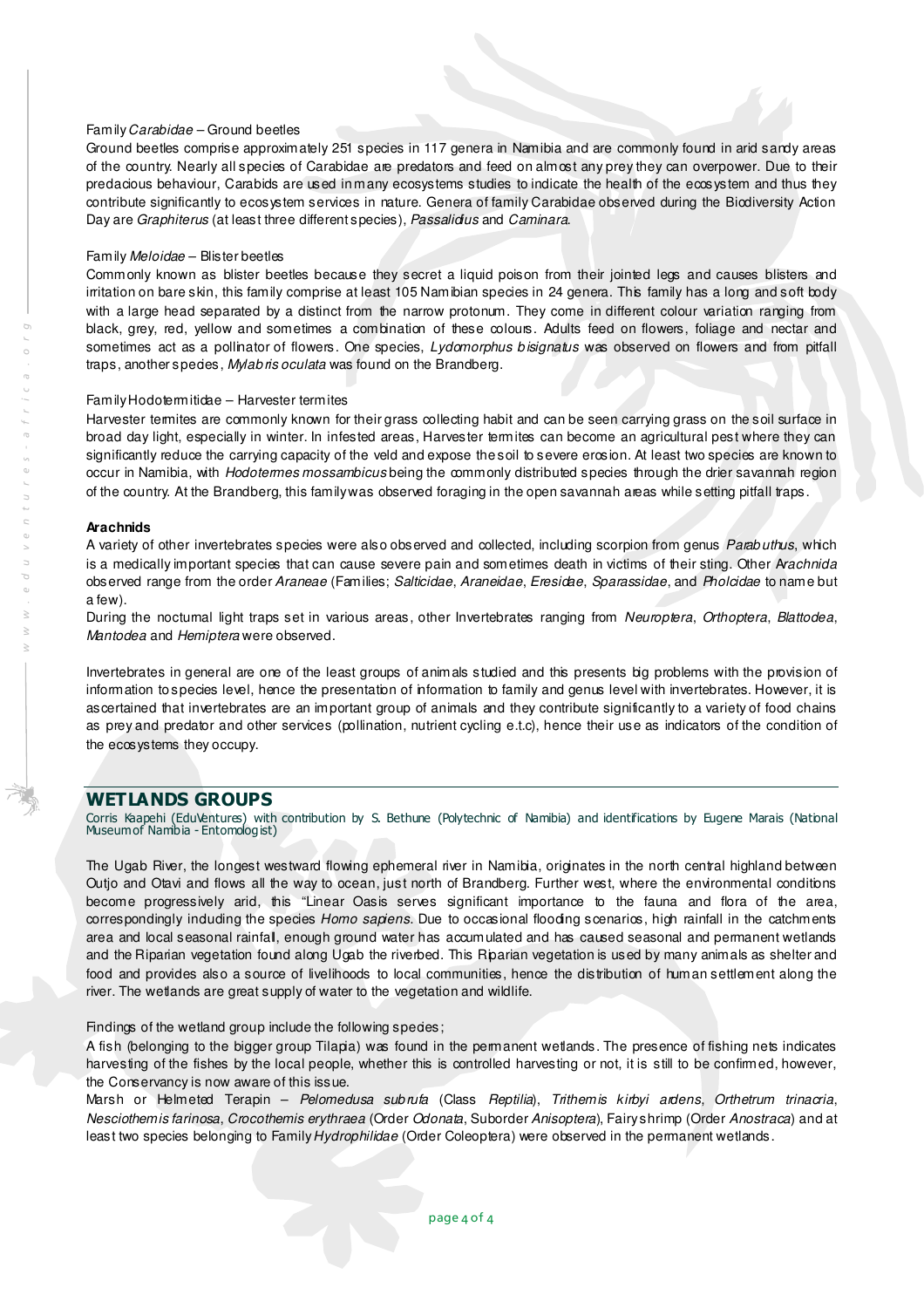Family *Carabidae* – Ground beetles

Ground beetles comprise approximately 251 species in 117 genera in Namibia and are commonly found in arid sandy areas of the country. Nearly all species of Carabidae are predators and feed on almost any prey they can overpower. Due to their predacious behaviour, Carabids are used in many ecosystems studies to indicate the health of the ecosystem and thus they contribute significantly to ecosystem services in nature. Genera of family Carabidae observed during the Biodiversity Action Day are *Graphiterus* (at least three different species), *Passalidius* and *Caminara*.

Family *Meloidae* – Blister beetles

Commonly known as blister beetles because they secret a liquid poison from their jointed legs and causes blisters and irritation on bare skin, this family comprise at least 105 Namibian species in 24 genera. This family has a long and soft body with a large head separated by a distinct from the narrow protonum. They come in different colour variation ranging from black, grey, red, yellow and sometimes a combination of these colours. Adults feed on flowers, foliage and nectar and sometimes act as a pollinator of flowers. One species, *Lydomorphus bisignatus* was observed on flowers and from pitfall traps, another species, *Mylabris oculata* was found on the Brandberg.

Family Hodotermitidae – Harvester termites

Harvester termites are commonly known for their grass collecting habit and can be seen carrying grass on the soil surface in broad day light, especially in winter. In infested areas, Harvester termites can become an agricultural pest where they can significantly reduce the carrying capacity of the veld and expose the soil to severe erosion. At least two species are known to occur in Namibia, with *Hodotermes mossambicus* being the commonly distributed species through the drier savannah region of the country. At the Brandberg, this family was observed foraging in the open savannah areas while setting pitfall traps.

**Arachnids**

A variety of other invertebrates species were also observed and collected, including scorpion from genus *Parabuthus*, which is a medically important species that can cause severe pain and sometimes death in victims of their sting. Other *Arachnida* observed range from the order *Araneae* (Families; *Salticidae*, *Araneidae*, *Eresidae*, *Sparassidae*, and *Pholcidae* to name but a few).

During the nocturnal light traps set in various areas, other Invertebrates ranging from *Neuroptera*, *Orthoptera*, *Blattodea*, *Mantodea* and *Hemiptera* were observed.

Invertebrates in general are one of the least groups of animals studied and this presents big problems with the provision of information to species level, hence the presentation of information to family and genus level with invertebrates. However, it is ascertained that invertebrates are an important group of animals and they contribute significantly to a variety of food chains as prey and predator and other services (pollination, nutrient cycling e.t.c), hence their use as indicators of the condition of the ecosystems they occupy.

## WETLANDS GROUPS

Corris Kaapehi (EduVentures) with contribution by S. Bethune (Polytechnic of Namibia) and identifications by Eugene Marais (National Museum of Nambia - Entomologist)

The Ugab River, the longest westward flowing ephemeral river in Namibia, originates in the north central highland between Outjo and Otavi and flows all the way to ocean, just north of Brandberg. Further west, where the environmental conditions become progressively arid, this "Linear Oasis serves significant importance to the fauna and flora of the area, correspondingly including the species *Homo sapiens*. Due to occasional flooding scenarios, high rainfall in the catchments area and local seasonal rainfall, enough ground water has accumulated and has caused seasonal and permanent wetlands and the Riparian vegetation found along Ugab the riverbed. This Riparian vegetation is used by many animals as shelter and food and provides also a source of livelihoods to local communities, hence the distribution of human settlement along the river. The wetlands are great supply of water to the vegetation and wildlife.

Findings of the wetland group include the following species;

A fish (belonging to the bigger group Tilapia) was found in the permanent wetlands. The presence of fishing nets indicates harvesting of the fishes by the local people, whether this is controlled harvesting or not, it is still to be confirmed, however, the Conservancy is now aware of this issue.

Marsh or Helmeted Terapin – *Pelomedusa subrufa* (Class *Reptilia*), *Trithemis kirbyi ardens*, *Orthetrum trinacria*, *Nesciothemis farinosa*, *Crocothemis erythraea* (Order *Odonata*, Suborder *Anisoptera*), Fairy shrimp (Order *Anostraca*) and at least two species belonging to Family *Hydrophilidae* (Order Coleoptera) were observed in the permanent wetlands.